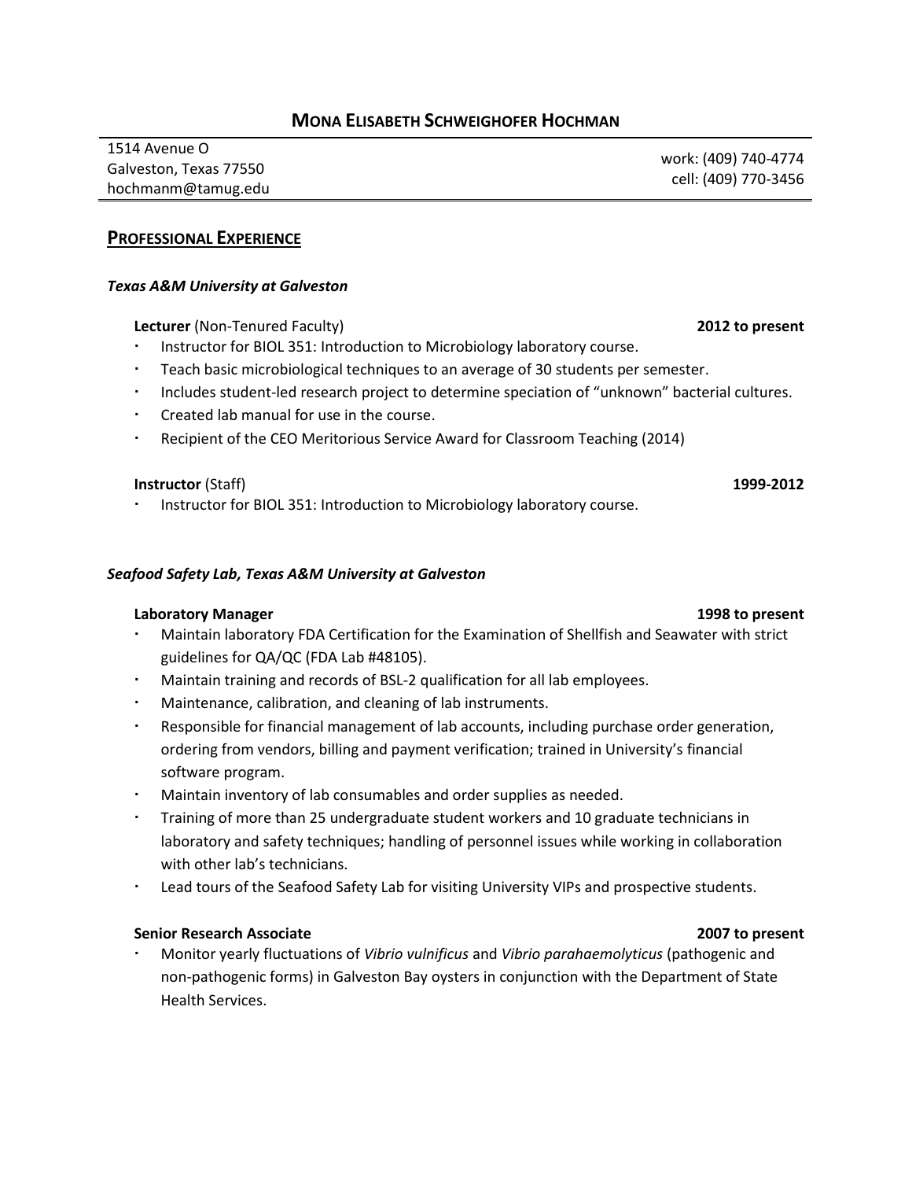# MONA ELISABETH SCHWEIGHOFER HOCHMAN

1514 Avenue O
Galveston, Texas 77550
hochmanm@tamug.edu

work: (409) 740-4774
cell: (409) 770-3456

## PROFESSIONAL EXPERIENCE

***Texas A&M University at Galveston***

**Lecturer** (Non-Tenured Faculty) **2012 to present**

- Instructor for BIOL 351: Introduction to Microbiology laboratory course.
- Teach basic microbiological techniques to an average of 30 students per semester.
- Includes student-led research project to determine speciation of "unknown" bacterial cultures.
- Created lab manual for use in the course.
- Recipient of the CEO Meritorious Service Award for Classroom Teaching (2014)

**Instructor** (Staff) **1999-2012**

- Instructor for BIOL 351: Introduction to Microbiology laboratory course.

***Seafood Safety Lab, Texas A&M University at Galveston***

**Laboratory Manager** **1998 to present**

- Maintain laboratory FDA Certification for the Examination of Shellfish and Seawater with strict guidelines for QA/QC (FDA Lab #48105).
- Maintain training and records of BSL-2 qualification for all lab employees.
- Maintenance, calibration, and cleaning of lab instruments.
- Responsible for financial management of lab accounts, including purchase order generation, ordering from vendors, billing and payment verification; trained in University's financial software program.
- Maintain inventory of lab consumables and order supplies as needed.
- Training of more than 25 undergraduate student workers and 10 graduate technicians in laboratory and safety techniques; handling of personnel issues while working in collaboration with other lab's technicians.
- Lead tours of the Seafood Safety Lab for visiting University VIPs and prospective students.

**Senior Research Associate** **2007 to present**

- Monitor yearly fluctuations of *Vibrio vulnificus* and *Vibrio parahaemolyticus* (pathogenic and non-pathogenic forms) in Galveston Bay oysters in conjunction with the Department of State Health Services.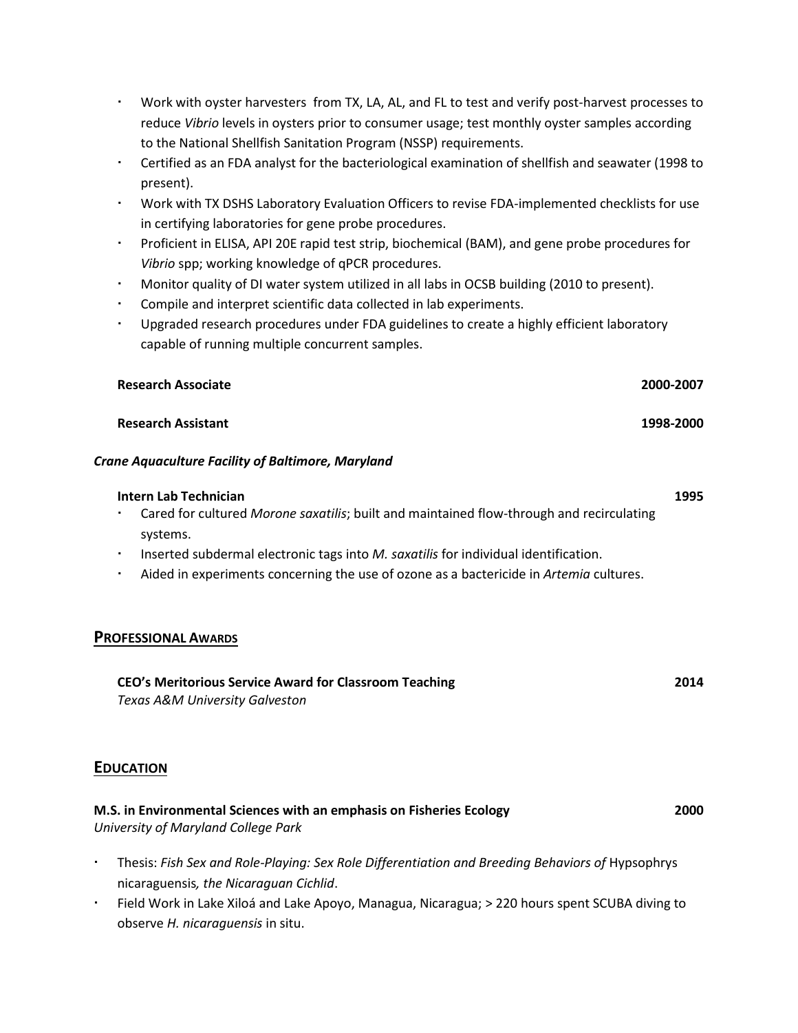- Work with oyster harvesters from TX, LA, AL, and FL to test and verify post-harvest processes to reduce *Vibrio* levels in oysters prior to consumer usage; test monthly oyster samples according to the National Shellfish Sanitation Program (NSSP) requirements.
- Certified as an FDA analyst for the bacteriological examination of shellfish and seawater (1998 to present).
- Work with TX DSHS Laboratory Evaluation Officers to revise FDA-implemented checklists for use in certifying laboratories for gene probe procedures.
- Proficient in ELISA, API 20E rapid test strip, biochemical (BAM), and gene probe procedures for *Vibrio* spp; working knowledge of qPCR procedures.
- Monitor quality of DI water system utilized in all labs in OCSB building (2010 to present).
- Compile and interpret scientific data collected in lab experiments.
- Upgraded research procedures under FDA guidelines to create a highly efficient laboratory capable of running multiple concurrent samples.

**Research Associate** 2000-2007

**Research Assistant** 1998-2000

***Crane Aquaculture Facility of Baltimore, Maryland***

**Intern Lab Technician** 1995

- Cared for cultured *Morone saxatilis*; built and maintained flow-through and recirculating systems.
- Inserted subdermal electronic tags into *M. saxatilis* for individual identification.
- Aided in experiments concerning the use of ozone as a bactericide in *Artemia* cultures.

## PROFESSIONAL AWARDS

**CEO's Meritorious Service Award for Classroom Teaching** 2014
*Texas A&M University Galveston*

## EDUCATION

**M.S. in Environmental Sciences with an emphasis on Fisheries Ecology** 2000
*University of Maryland College Park*

- Thesis: *Fish Sex and Role-Playing: Sex Role Differentiation and Breeding Behaviors of* Hypsophrys nicaraguensis*, the Nicaraguan Cichlid*.
- Field Work in Lake Xiloá and Lake Apoyo, Managua, Nicaragua; > 220 hours spent SCUBA diving to observe *H. nicaraguensis* in situ.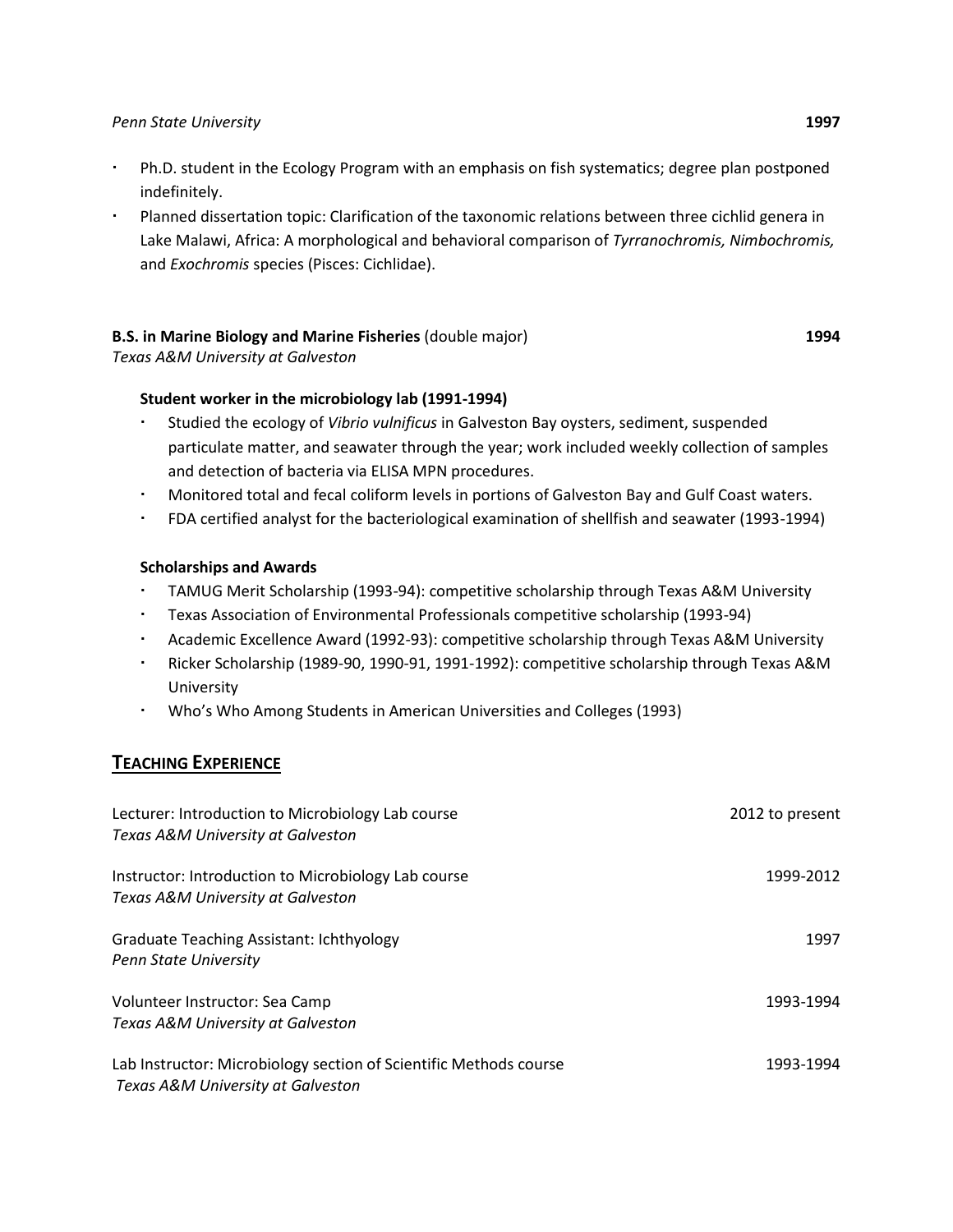*Penn State University* **1997**

- Ph.D. student in the Ecology Program with an emphasis on fish systematics; degree plan postponed indefinitely.
- Planned dissertation topic: Clarification of the taxonomic relations between three cichlid genera in Lake Malawi, Africa: A morphological and behavioral comparison of *Tyrranochromis, Nimbochromis,* and *Exochromis* species (Pisces: Cichlidae).

**B.S. in Marine Biology and Marine Fisheries** (double major) **1994**
*Texas A&M University at Galveston*

**Student worker in the microbiology lab (1991-1994)**

- Studied the ecology of *Vibrio vulnificus* in Galveston Bay oysters, sediment, suspended particulate matter, and seawater through the year; work included weekly collection of samples and detection of bacteria via ELISA MPN procedures.
- Monitored total and fecal coliform levels in portions of Galveston Bay and Gulf Coast waters.
- FDA certified analyst for the bacteriological examination of shellfish and seawater (1993-1994)

**Scholarships and Awards**

- TAMUG Merit Scholarship (1993-94): competitive scholarship through Texas A&M University
- Texas Association of Environmental Professionals competitive scholarship (1993-94)
- Academic Excellence Award (1992-93): competitive scholarship through Texas A&M University
- Ricker Scholarship (1989-90, 1990-91, 1991-1992): competitive scholarship through Texas A&M University
- Who's Who Among Students in American Universities and Colleges (1993)

## TEACHING EXPERIENCE

Lecturer: Introduction to Microbiology Lab course — 2012 to present
*Texas A&M University at Galveston*

Instructor: Introduction to Microbiology Lab course — 1999-2012
*Texas A&M University at Galveston*

Graduate Teaching Assistant: Ichthyology — 1997
*Penn State University*

Volunteer Instructor: Sea Camp — 1993-1994
*Texas A&M University at Galveston*

Lab Instructor: Microbiology section of Scientific Methods course — 1993-1994
*Texas A&M University at Galveston*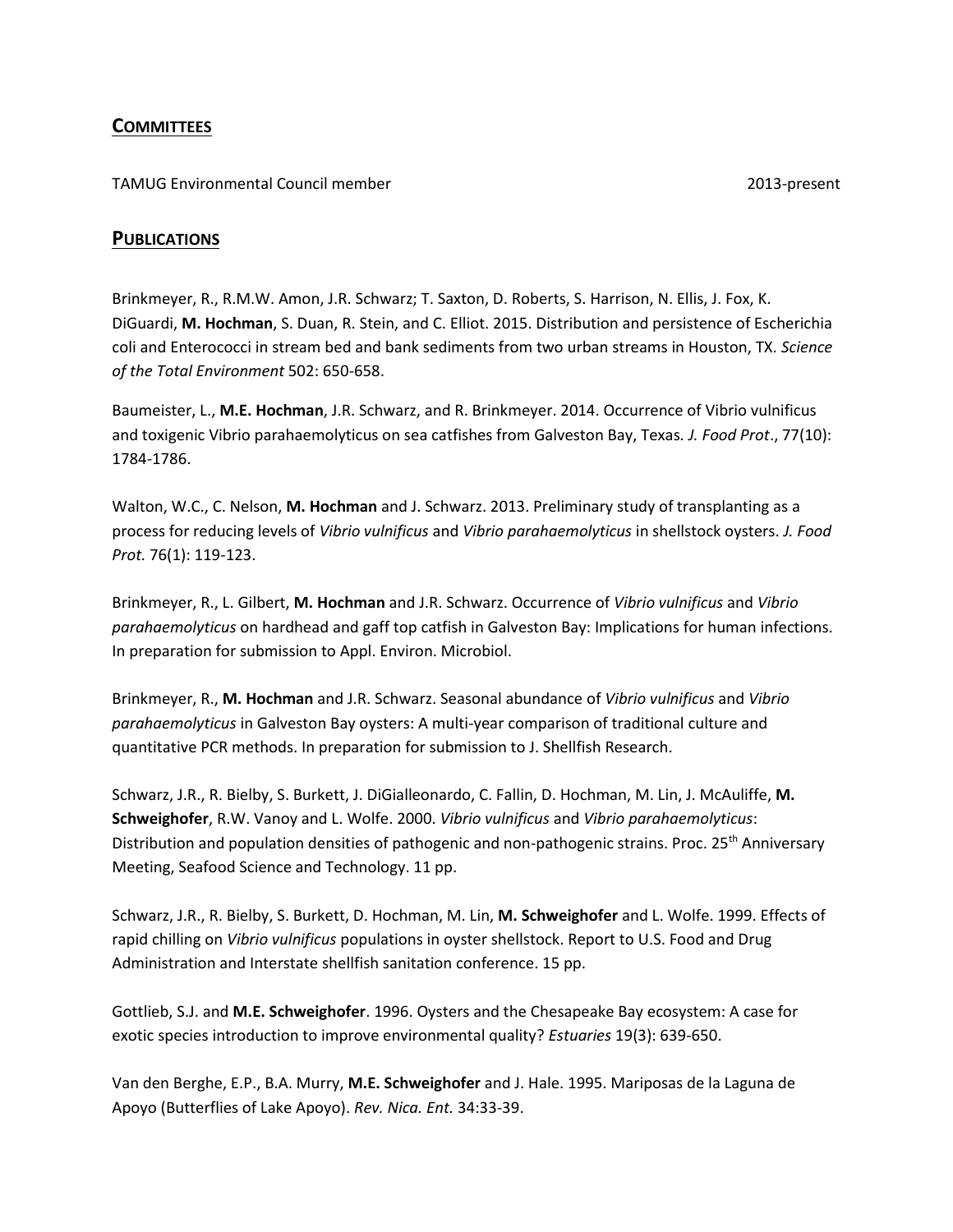## COMMITTEES

TAMUG Environmental Council member 2013-present

## PUBLICATIONS

Brinkmeyer, R., R.M.W. Amon, J.R. Schwarz; T. Saxton, D. Roberts, S. Harrison, N. Ellis, J. Fox, K. DiGuardi, **M. Hochman**, S. Duan, R. Stein, and C. Elliot. 2015. Distribution and persistence of Escherichia coli and Enterococci in stream bed and bank sediments from two urban streams in Houston, TX. *Science of the Total Environment* 502: 650-658.

Baumeister, L., **M.E. Hochman**, J.R. Schwarz, and R. Brinkmeyer. 2014. Occurrence of Vibrio vulnificus and toxigenic Vibrio parahaemolyticus on sea catfishes from Galveston Bay, Texas*. J. Food Prot*., 77(10): 1784-1786.

Walton, W.C., C. Nelson, **M. Hochman** and J. Schwarz. 2013. Preliminary study of transplanting as a process for reducing levels of *Vibrio vulnificus* and *Vibrio parahaemolyticus* in shellstock oysters. *J. Food Prot.* 76(1): 119-123.

Brinkmeyer, R., L. Gilbert, **M. Hochman** and J.R. Schwarz. Occurrence of *Vibrio vulnificus* and *Vibrio parahaemolyticus* on hardhead and gaff top catfish in Galveston Bay: Implications for human infections. In preparation for submission to Appl. Environ. Microbiol.

Brinkmeyer, R., **M. Hochman** and J.R. Schwarz. Seasonal abundance of *Vibrio vulnificus* and *Vibrio parahaemolyticus* in Galveston Bay oysters: A multi-year comparison of traditional culture and quantitative PCR methods. In preparation for submission to J. Shellfish Research.

Schwarz, J.R., R. Bielby, S. Burkett, J. DiGialleonardo, C. Fallin, D. Hochman, M. Lin, J. McAuliffe, **M. Schweighofer**, R.W. Vanoy and L. Wolfe. 2000. *Vibrio vulnificus* and *Vibrio parahaemolyticus*: Distribution and population densities of pathogenic and non-pathogenic strains. Proc. 25th Anniversary Meeting, Seafood Science and Technology. 11 pp.

Schwarz, J.R., R. Bielby, S. Burkett, D. Hochman, M. Lin, **M. Schweighofer** and L. Wolfe. 1999. Effects of rapid chilling on *Vibrio vulnificus* populations in oyster shellstock. Report to U.S. Food and Drug Administration and Interstate shellfish sanitation conference. 15 pp.

Gottlieb, S.J. and **M.E. Schweighofer**. 1996. Oysters and the Chesapeake Bay ecosystem: A case for exotic species introduction to improve environmental quality? *Estuaries* 19(3): 639-650.

Van den Berghe, E.P., B.A. Murry, **M.E. Schweighofer** and J. Hale. 1995. Mariposas de la Laguna de Apoyo (Butterflies of Lake Apoyo). *Rev. Nica. Ent.* 34:33-39.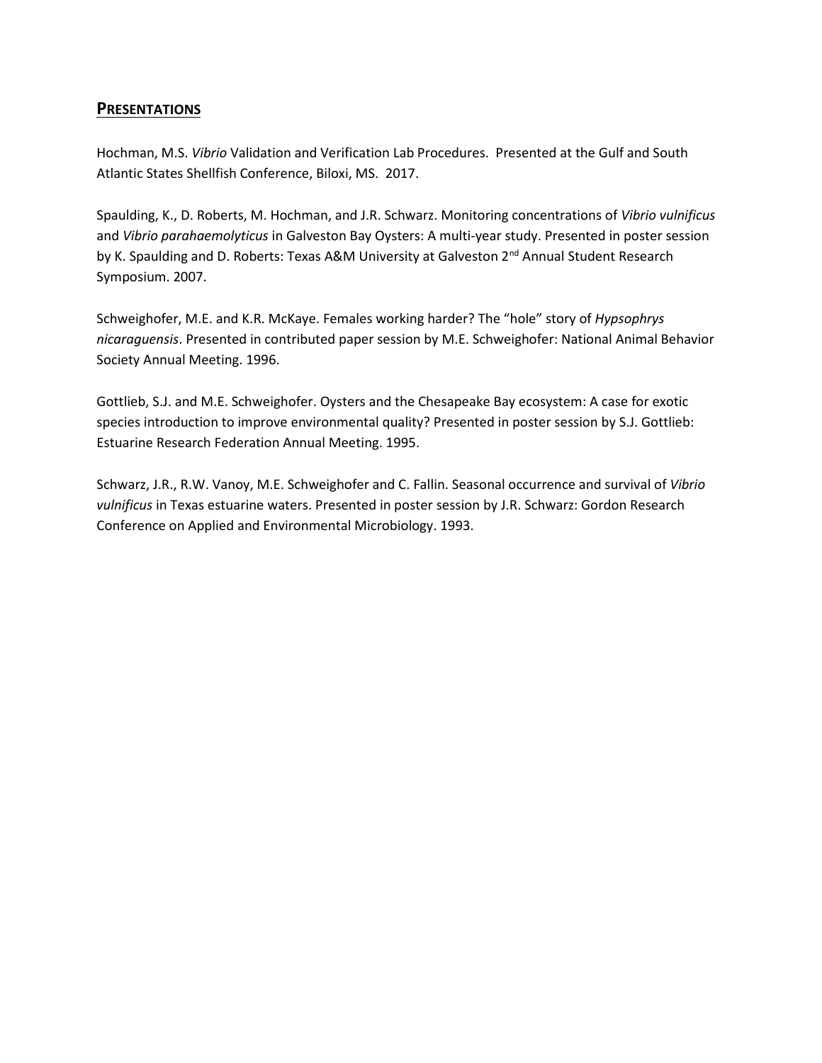## PRESENTATIONS

Hochman, M.S. *Vibrio* Validation and Verification Lab Procedures. Presented at the Gulf and South Atlantic States Shellfish Conference, Biloxi, MS. 2017.

Spaulding, K., D. Roberts, M. Hochman, and J.R. Schwarz. Monitoring concentrations of *Vibrio vulnificus* and *Vibrio parahaemolyticus* in Galveston Bay Oysters: A multi-year study. Presented in poster session by K. Spaulding and D. Roberts: Texas A&M University at Galveston 2nd Annual Student Research Symposium. 2007.

Schweighofer, M.E. and K.R. McKaye. Females working harder? The "hole" story of *Hypsophrys nicaraguensis*. Presented in contributed paper session by M.E. Schweighofer: National Animal Behavior Society Annual Meeting. 1996.

Gottlieb, S.J. and M.E. Schweighofer. Oysters and the Chesapeake Bay ecosystem: A case for exotic species introduction to improve environmental quality? Presented in poster session by S.J. Gottlieb: Estuarine Research Federation Annual Meeting. 1995.

Schwarz, J.R., R.W. Vanoy, M.E. Schweighofer and C. Fallin. Seasonal occurrence and survival of *Vibrio vulnificus* in Texas estuarine waters. Presented in poster session by J.R. Schwarz: Gordon Research Conference on Applied and Environmental Microbiology. 1993.